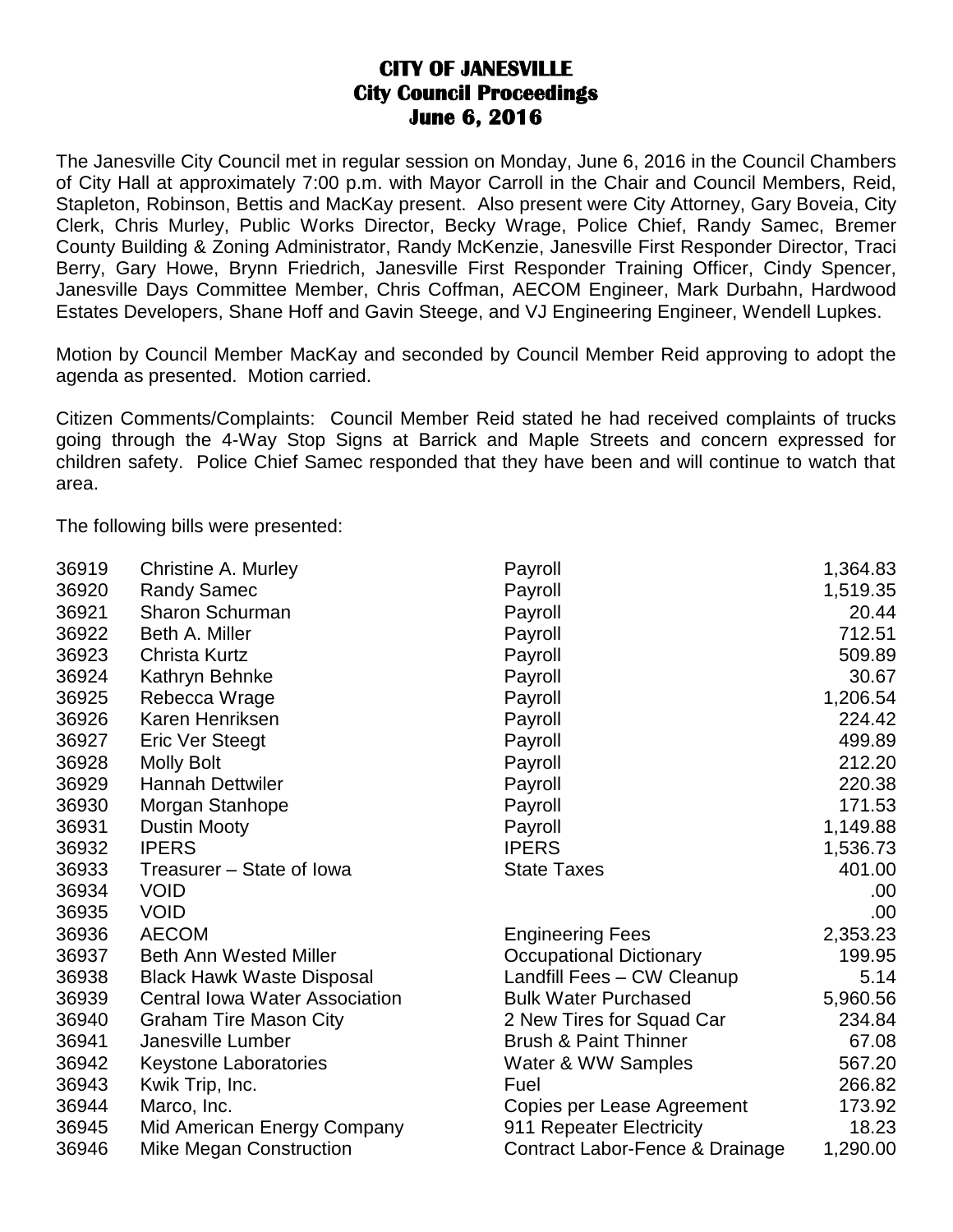# CITY OF JANESVILLE
## City Council Proceedings
## June 6, 2016

The Janesville City Council met in regular session on Monday, June 6, 2016 in the Council Chambers of City Hall at approximately 7:00 p.m. with Mayor Carroll in the Chair and Council Members, Reid, Stapleton, Robinson, Bettis and MacKay present. Also present were City Attorney, Gary Boveia, City Clerk, Chris Murley, Public Works Director, Becky Wrage, Police Chief, Randy Samec, Bremer County Building & Zoning Administrator, Randy McKenzie, Janesville First Responder Director, Traci Berry, Gary Howe, Brynn Friedrich, Janesville First Responder Training Officer, Cindy Spencer, Janesville Days Committee Member, Chris Coffman, AECOM Engineer, Mark Durbahn, Hardwood Estates Developers, Shane Hoff and Gavin Steege, and VJ Engineering Engineer, Wendell Lupkes.

Motion by Council Member MacKay and seconded by Council Member Reid approving to adopt the agenda as presented. Motion carried.

Citizen Comments/Complaints: Council Member Reid stated he had received complaints of trucks going through the 4-Way Stop Signs at Barrick and Maple Streets and concern expressed for children safety. Police Chief Samec responded that they have been and will continue to watch that area.

The following bills were presented:

| | | | |
|---|---|---|---|
| 36919 | Christine A. Murley | Payroll | 1,364.83 |
| 36920 | Randy Samec | Payroll | 1,519.35 |
| 36921 | Sharon Schurman | Payroll | 20.44 |
| 36922 | Beth A. Miller | Payroll | 712.51 |
| 36923 | Christa Kurtz | Payroll | 509.89 |
| 36924 | Kathryn Behnke | Payroll | 30.67 |
| 36925 | Rebecca Wrage | Payroll | 1,206.54 |
| 36926 | Karen Henriksen | Payroll | 224.42 |
| 36927 | Eric Ver Steegt | Payroll | 499.89 |
| 36928 | Molly Bolt | Payroll | 212.20 |
| 36929 | Hannah Dettwiler | Payroll | 220.38 |
| 36930 | Morgan Stanhope | Payroll | 171.53 |
| 36931 | Dustin Mooty | Payroll | 1,149.88 |
| 36932 | IPERS | IPERS | 1,536.73 |
| 36933 | Treasurer – State of Iowa | State Taxes | 401.00 |
| 36934 | VOID | | .00 |
| 36935 | VOID | | .00 |
| 36936 | AECOM | Engineering Fees | 2,353.23 |
| 36937 | Beth Ann Wested Miller | Occupational Dictionary | 199.95 |
| 36938 | Black Hawk Waste Disposal | Landfill Fees – CW Cleanup | 5.14 |
| 36939 | Central Iowa Water Association | Bulk Water Purchased | 5,960.56 |
| 36940 | Graham Tire Mason City | 2 New Tires for Squad Car | 234.84 |
| 36941 | Janesville Lumber | Brush & Paint Thinner | 67.08 |
| 36942 | Keystone Laboratories | Water & WW Samples | 567.20 |
| 36943 | Kwik Trip, Inc. | Fuel | 266.82 |
| 36944 | Marco, Inc. | Copies per Lease Agreement | 173.92 |
| 36945 | Mid American Energy Company | 911 Repeater Electricity | 18.23 |
| 36946 | Mike Megan Construction | Contract Labor-Fence & Drainage | 1,290.00 |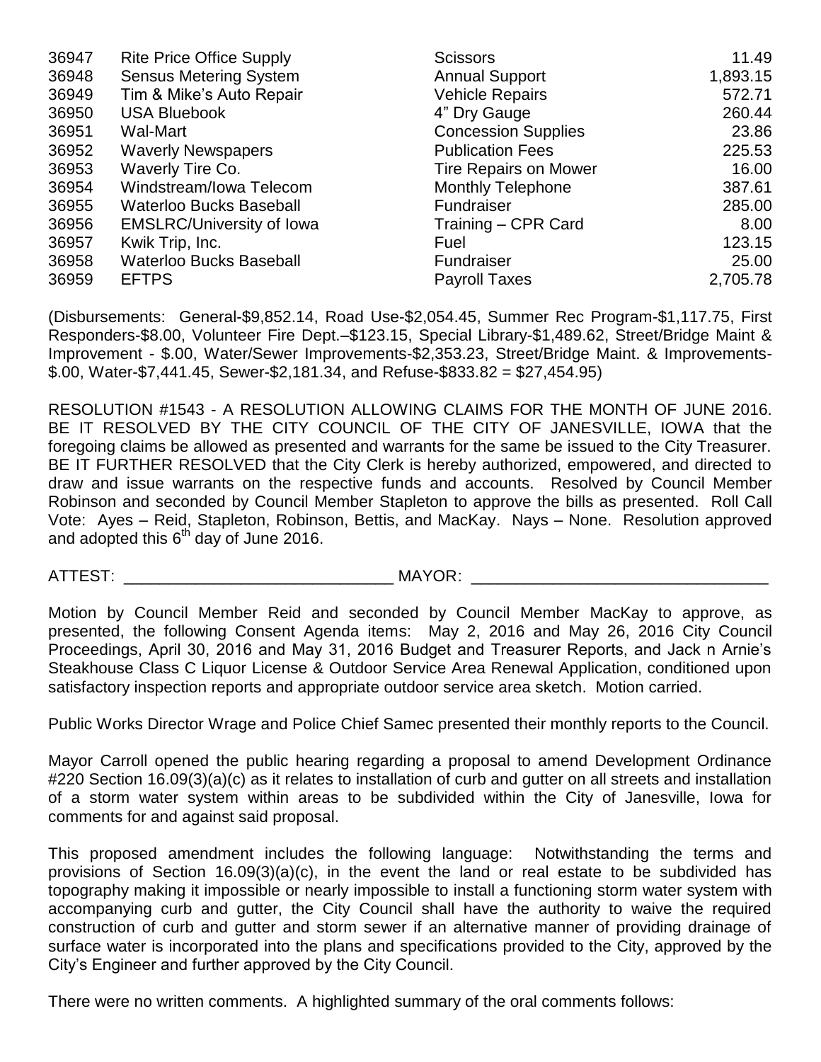| | | | |
|---|---|---|---|
| 36947 | Rite Price Office Supply | Scissors | 11.49 |
| 36948 | Sensus Metering System | Annual Support | 1,893.15 |
| 36949 | Tim & Mike's Auto Repair | Vehicle Repairs | 572.71 |
| 36950 | USA Bluebook | 4" Dry Gauge | 260.44 |
| 36951 | Wal-Mart | Concession Supplies | 23.86 |
| 36952 | Waverly Newspapers | Publication Fees | 225.53 |
| 36953 | Waverly Tire Co. | Tire Repairs on Mower | 16.00 |
| 36954 | Windstream/Iowa Telecom | Monthly Telephone | 387.61 |
| 36955 | Waterloo Bucks Baseball | Fundraiser | 285.00 |
| 36956 | EMSLRC/University of Iowa | Training – CPR Card | 8.00 |
| 36957 | Kwik Trip, Inc. | Fuel | 123.15 |
| 36958 | Waterloo Bucks Baseball | Fundraiser | 25.00 |
| 36959 | EFTPS | Payroll Taxes | 2,705.78 |

(Disbursements: General-$9,852.14, Road Use-$2,054.45, Summer Rec Program-$1,117.75, First Responders-$8.00, Volunteer Fire Dept.–$123.15, Special Library-$1,489.62, Street/Bridge Maint & Improvement - $.00, Water/Sewer Improvements-$2,353.23, Street/Bridge Maint. & Improvements-$.00, Water-$7,441.45, Sewer-$2,181.34, and Refuse-$833.82 = $27,454.95)

RESOLUTION #1543 - A RESOLUTION ALLOWING CLAIMS FOR THE MONTH OF JUNE 2016. BE IT RESOLVED BY THE CITY COUNCIL OF THE CITY OF JANESVILLE, IOWA that the foregoing claims be allowed as presented and warrants for the same be issued to the City Treasurer. BE IT FURTHER RESOLVED that the City Clerk is hereby authorized, empowered, and directed to draw and issue warrants on the respective funds and accounts. Resolved by Council Member Robinson and seconded by Council Member Stapleton to approve the bills as presented. Roll Call Vote: Ayes – Reid, Stapleton, Robinson, Bettis, and MacKay. Nays – None. Resolution approved and adopted this 6th day of June 2016.

ATTEST: ______________________________ MAYOR: ________________________________

Motion by Council Member Reid and seconded by Council Member MacKay to approve, as presented, the following Consent Agenda items: May 2, 2016 and May 26, 2016 City Council Proceedings, April 30, 2016 and May 31, 2016 Budget and Treasurer Reports, and Jack n Arnie's Steakhouse Class C Liquor License & Outdoor Service Area Renewal Application, conditioned upon satisfactory inspection reports and appropriate outdoor service area sketch. Motion carried.

Public Works Director Wrage and Police Chief Samec presented their monthly reports to the Council.

Mayor Carroll opened the public hearing regarding a proposal to amend Development Ordinance #220 Section 16.09(3)(a)(c) as it relates to installation of curb and gutter on all streets and installation of a storm water system within areas to be subdivided within the City of Janesville, Iowa for comments for and against said proposal.

This proposed amendment includes the following language: Notwithstanding the terms and provisions of Section 16.09(3)(a)(c), in the event the land or real estate to be subdivided has topography making it impossible or nearly impossible to install a functioning storm water system with accompanying curb and gutter, the City Council shall have the authority to waive the required construction of curb and gutter and storm sewer if an alternative manner of providing drainage of surface water is incorporated into the plans and specifications provided to the City, approved by the City's Engineer and further approved by the City Council.

There were no written comments. A highlighted summary of the oral comments follows: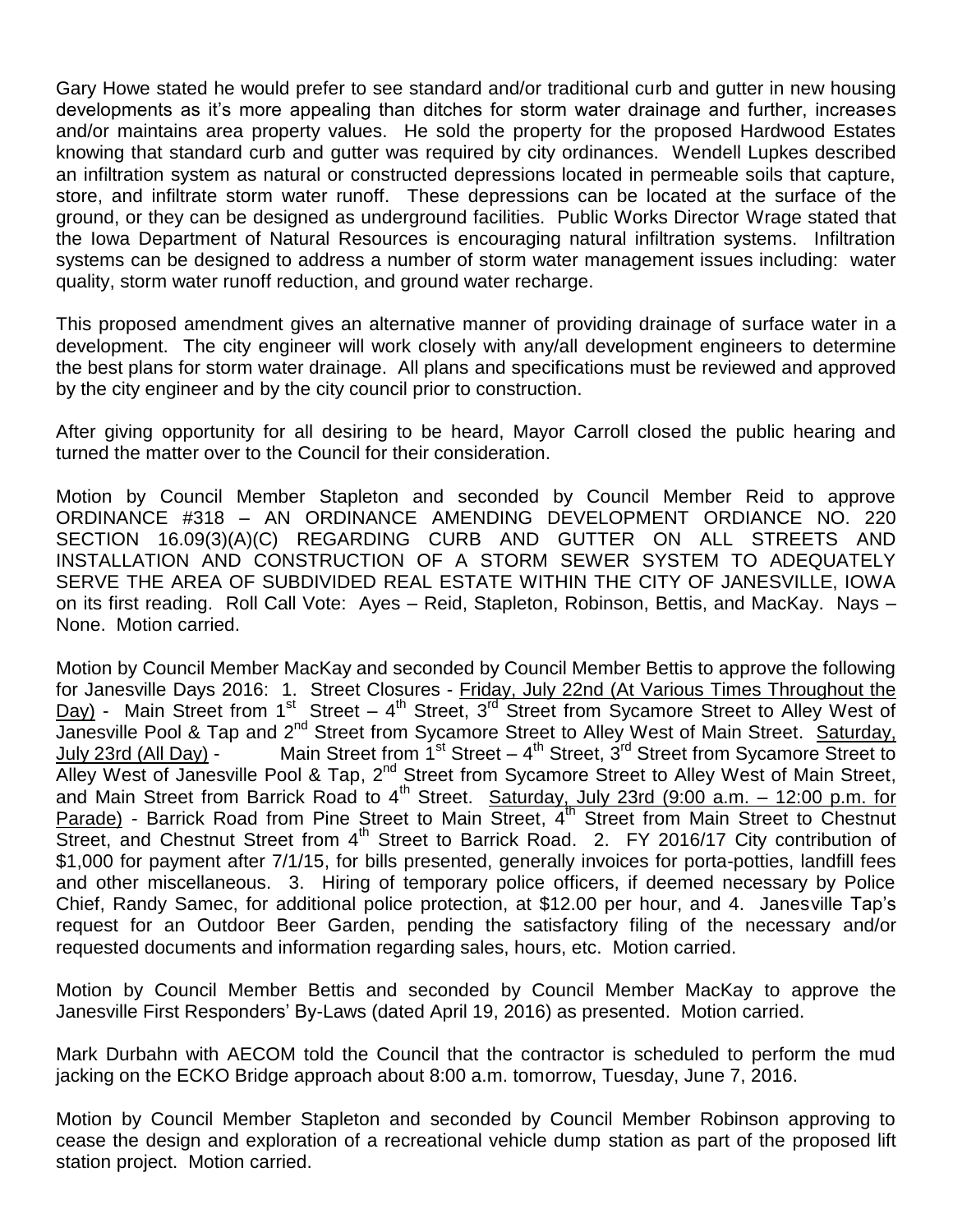Gary Howe stated he would prefer to see standard and/or traditional curb and gutter in new housing developments as it's more appealing than ditches for storm water drainage and further, increases and/or maintains area property values. He sold the property for the proposed Hardwood Estates knowing that standard curb and gutter was required by city ordinances. Wendell Lupkes described an infiltration system as natural or constructed depressions located in permeable soils that capture, store, and infiltrate storm water runoff. These depressions can be located at the surface of the ground, or they can be designed as underground facilities. Public Works Director Wrage stated that the Iowa Department of Natural Resources is encouraging natural infiltration systems. Infiltration systems can be designed to address a number of storm water management issues including: water quality, storm water runoff reduction, and ground water recharge.

This proposed amendment gives an alternative manner of providing drainage of surface water in a development. The city engineer will work closely with any/all development engineers to determine the best plans for storm water drainage. All plans and specifications must be reviewed and approved by the city engineer and by the city council prior to construction.

After giving opportunity for all desiring to be heard, Mayor Carroll closed the public hearing and turned the matter over to the Council for their consideration.

Motion by Council Member Stapleton and seconded by Council Member Reid to approve ORDINANCE #318 – AN ORDINANCE AMENDING DEVELOPMENT ORDIANCE NO. 220 SECTION 16.09(3)(A)(C) REGARDING CURB AND GUTTER ON ALL STREETS AND INSTALLATION AND CONSTRUCTION OF A STORM SEWER SYSTEM TO ADEQUATELY SERVE THE AREA OF SUBDIVIDED REAL ESTATE WITHIN THE CITY OF JANESVILLE, IOWA on its first reading. Roll Call Vote: Ayes – Reid, Stapleton, Robinson, Bettis, and MacKay. Nays – None. Motion carried.

Motion by Council Member MacKay and seconded by Council Member Bettis to approve the following for Janesville Days 2016: 1. Street Closures - Friday, July 22nd (At Various Times Throughout the Day) - Main Street from 1st Street – 4th Street, 3rd Street from Sycamore Street to Alley West of Janesville Pool & Tap and 2nd Street from Sycamore Street to Alley West of Main Street. Saturday, July 23rd (All Day) - Main Street from 1st Street – 4th Street, 3rd Street from Sycamore Street to Alley West of Janesville Pool & Tap, 2nd Street from Sycamore Street to Alley West of Main Street, and Main Street from Barrick Road to 4th Street. Saturday, July 23rd (9:00 a.m. – 12:00 p.m. for Parade) - Barrick Road from Pine Street to Main Street, 4th Street from Main Street to Chestnut Street, and Chestnut Street from 4th Street to Barrick Road. 2. FY 2016/17 City contribution of $1,000 for payment after 7/1/15, for bills presented, generally invoices for porta-potties, landfill fees and other miscellaneous. 3. Hiring of temporary police officers, if deemed necessary by Police Chief, Randy Samec, for additional police protection, at $12.00 per hour, and 4. Janesville Tap's request for an Outdoor Beer Garden, pending the satisfactory filing of the necessary and/or requested documents and information regarding sales, hours, etc. Motion carried.

Motion by Council Member Bettis and seconded by Council Member MacKay to approve the Janesville First Responders' By-Laws (dated April 19, 2016) as presented. Motion carried.

Mark Durbahn with AECOM told the Council that the contractor is scheduled to perform the mud jacking on the ECKO Bridge approach about 8:00 a.m. tomorrow, Tuesday, June 7, 2016.

Motion by Council Member Stapleton and seconded by Council Member Robinson approving to cease the design and exploration of a recreational vehicle dump station as part of the proposed lift station project. Motion carried.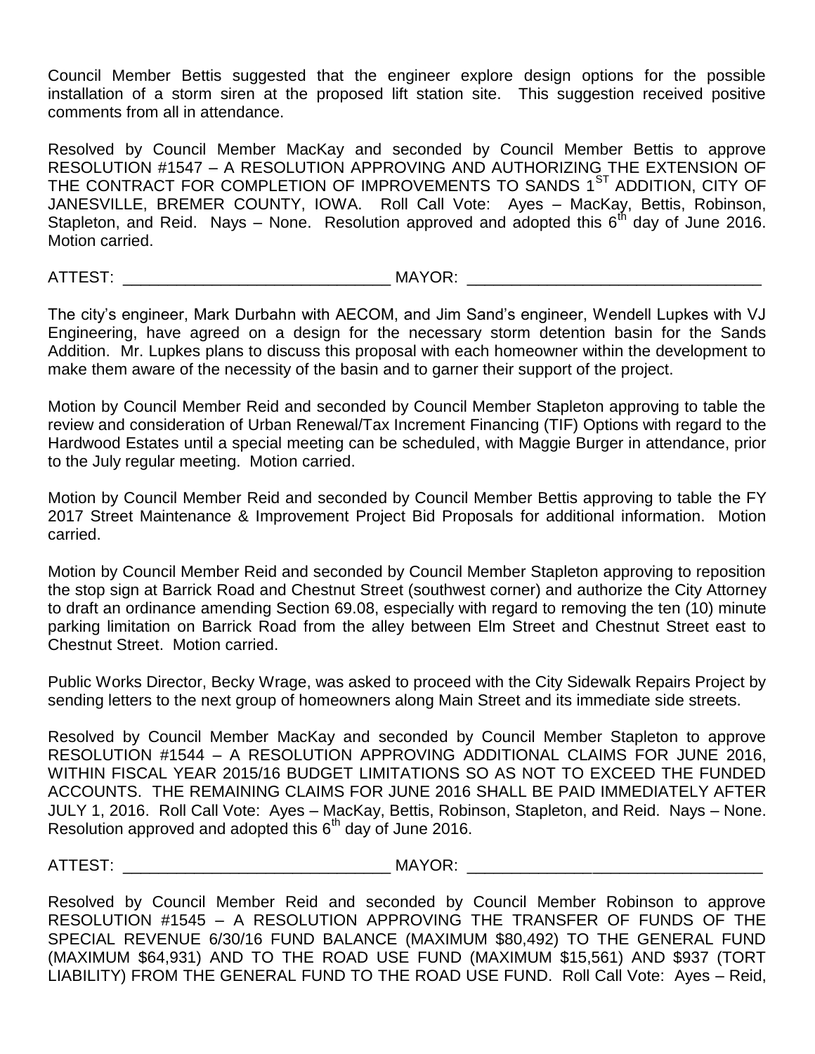Council Member Bettis suggested that the engineer explore design options for the possible installation of a storm siren at the proposed lift station site. This suggestion received positive comments from all in attendance.

Resolved by Council Member MacKay and seconded by Council Member Bettis to approve RESOLUTION #1547 – A RESOLUTION APPROVING AND AUTHORIZING THE EXTENSION OF THE CONTRACT FOR COMPLETION OF IMPROVEMENTS TO SANDS 1ST ADDITION, CITY OF JANESVILLE, BREMER COUNTY, IOWA. Roll Call Vote: Ayes – MacKay, Bettis, Robinson, Stapleton, and Reid. Nays – None. Resolution approved and adopted this 6th day of June 2016. Motion carried.

ATTEST: ______________________________ MAYOR: ________________________________

The city's engineer, Mark Durbahn with AECOM, and Jim Sand's engineer, Wendell Lupkes with VJ Engineering, have agreed on a design for the necessary storm detention basin for the Sands Addition. Mr. Lupkes plans to discuss this proposal with each homeowner within the development to make them aware of the necessity of the basin and to garner their support of the project.

Motion by Council Member Reid and seconded by Council Member Stapleton approving to table the review and consideration of Urban Renewal/Tax Increment Financing (TIF) Options with regard to the Hardwood Estates until a special meeting can be scheduled, with Maggie Burger in attendance, prior to the July regular meeting. Motion carried.

Motion by Council Member Reid and seconded by Council Member Bettis approving to table the FY 2017 Street Maintenance & Improvement Project Bid Proposals for additional information. Motion carried.

Motion by Council Member Reid and seconded by Council Member Stapleton approving to reposition the stop sign at Barrick Road and Chestnut Street (southwest corner) and authorize the City Attorney to draft an ordinance amending Section 69.08, especially with regard to removing the ten (10) minute parking limitation on Barrick Road from the alley between Elm Street and Chestnut Street east to Chestnut Street. Motion carried.

Public Works Director, Becky Wrage, was asked to proceed with the City Sidewalk Repairs Project by sending letters to the next group of homeowners along Main Street and its immediate side streets.

Resolved by Council Member MacKay and seconded by Council Member Stapleton to approve RESOLUTION #1544 – A RESOLUTION APPROVING ADDITIONAL CLAIMS FOR JUNE 2016, WITHIN FISCAL YEAR 2015/16 BUDGET LIMITATIONS SO AS NOT TO EXCEED THE FUNDED ACCOUNTS. THE REMAINING CLAIMS FOR JUNE 2016 SHALL BE PAID IMMEDIATELY AFTER JULY 1, 2016. Roll Call Vote: Ayes – MacKay, Bettis, Robinson, Stapleton, and Reid. Nays – None. Resolution approved and adopted this 6th day of June 2016.

ATTEST: ______________________________ MAYOR: ________________________________

Resolved by Council Member Reid and seconded by Council Member Robinson to approve RESOLUTION #1545 – A RESOLUTION APPROVING THE TRANSFER OF FUNDS OF THE SPECIAL REVENUE 6/30/16 FUND BALANCE (MAXIMUM $80,492) TO THE GENERAL FUND (MAXIMUM $64,931) AND TO THE ROAD USE FUND (MAXIMUM $15,561) AND $937 (TORT LIABILITY) FROM THE GENERAL FUND TO THE ROAD USE FUND. Roll Call Vote: Ayes – Reid,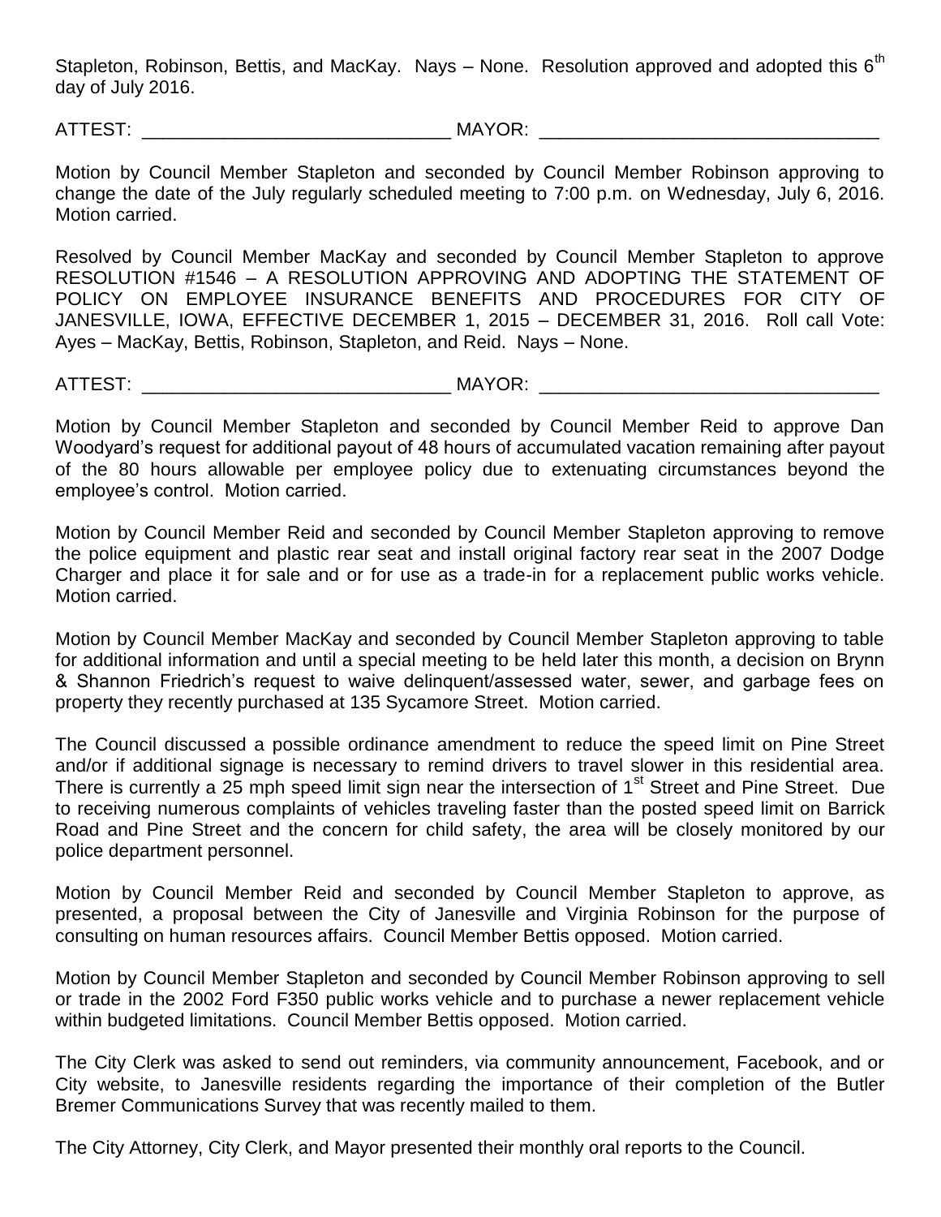Stapleton, Robinson, Bettis, and MacKay. Nays – None. Resolution approved and adopted this 6th day of July 2016.

ATTEST: ______________________________ MAYOR: _________________________________

Motion by Council Member Stapleton and seconded by Council Member Robinson approving to change the date of the July regularly scheduled meeting to 7:00 p.m. on Wednesday, July 6, 2016. Motion carried.

Resolved by Council Member MacKay and seconded by Council Member Stapleton to approve RESOLUTION #1546 – A RESOLUTION APPROVING AND ADOPTING THE STATEMENT OF POLICY ON EMPLOYEE INSURANCE BENEFITS AND PROCEDURES FOR CITY OF JANESVILLE, IOWA, EFFECTIVE DECEMBER 1, 2015 – DECEMBER 31, 2016. Roll call Vote: Ayes – MacKay, Bettis, Robinson, Stapleton, and Reid. Nays – None.

ATTEST: ______________________________ MAYOR: _________________________________

Motion by Council Member Stapleton and seconded by Council Member Reid to approve Dan Woodyard's request for additional payout of 48 hours of accumulated vacation remaining after payout of the 80 hours allowable per employee policy due to extenuating circumstances beyond the employee's control. Motion carried.

Motion by Council Member Reid and seconded by Council Member Stapleton approving to remove the police equipment and plastic rear seat and install original factory rear seat in the 2007 Dodge Charger and place it for sale and or for use as a trade-in for a replacement public works vehicle. Motion carried.

Motion by Council Member MacKay and seconded by Council Member Stapleton approving to table for additional information and until a special meeting to be held later this month, a decision on Brynn & Shannon Friedrich's request to waive delinquent/assessed water, sewer, and garbage fees on property they recently purchased at 135 Sycamore Street. Motion carried.

The Council discussed a possible ordinance amendment to reduce the speed limit on Pine Street and/or if additional signage is necessary to remind drivers to travel slower in this residential area. There is currently a 25 mph speed limit sign near the intersection of 1st Street and Pine Street. Due to receiving numerous complaints of vehicles traveling faster than the posted speed limit on Barrick Road and Pine Street and the concern for child safety, the area will be closely monitored by our police department personnel.

Motion by Council Member Reid and seconded by Council Member Stapleton to approve, as presented, a proposal between the City of Janesville and Virginia Robinson for the purpose of consulting on human resources affairs. Council Member Bettis opposed. Motion carried.

Motion by Council Member Stapleton and seconded by Council Member Robinson approving to sell or trade in the 2002 Ford F350 public works vehicle and to purchase a newer replacement vehicle within budgeted limitations. Council Member Bettis opposed. Motion carried.

The City Clerk was asked to send out reminders, via community announcement, Facebook, and or City website, to Janesville residents regarding the importance of their completion of the Butler Bremer Communications Survey that was recently mailed to them.

The City Attorney, City Clerk, and Mayor presented their monthly oral reports to the Council.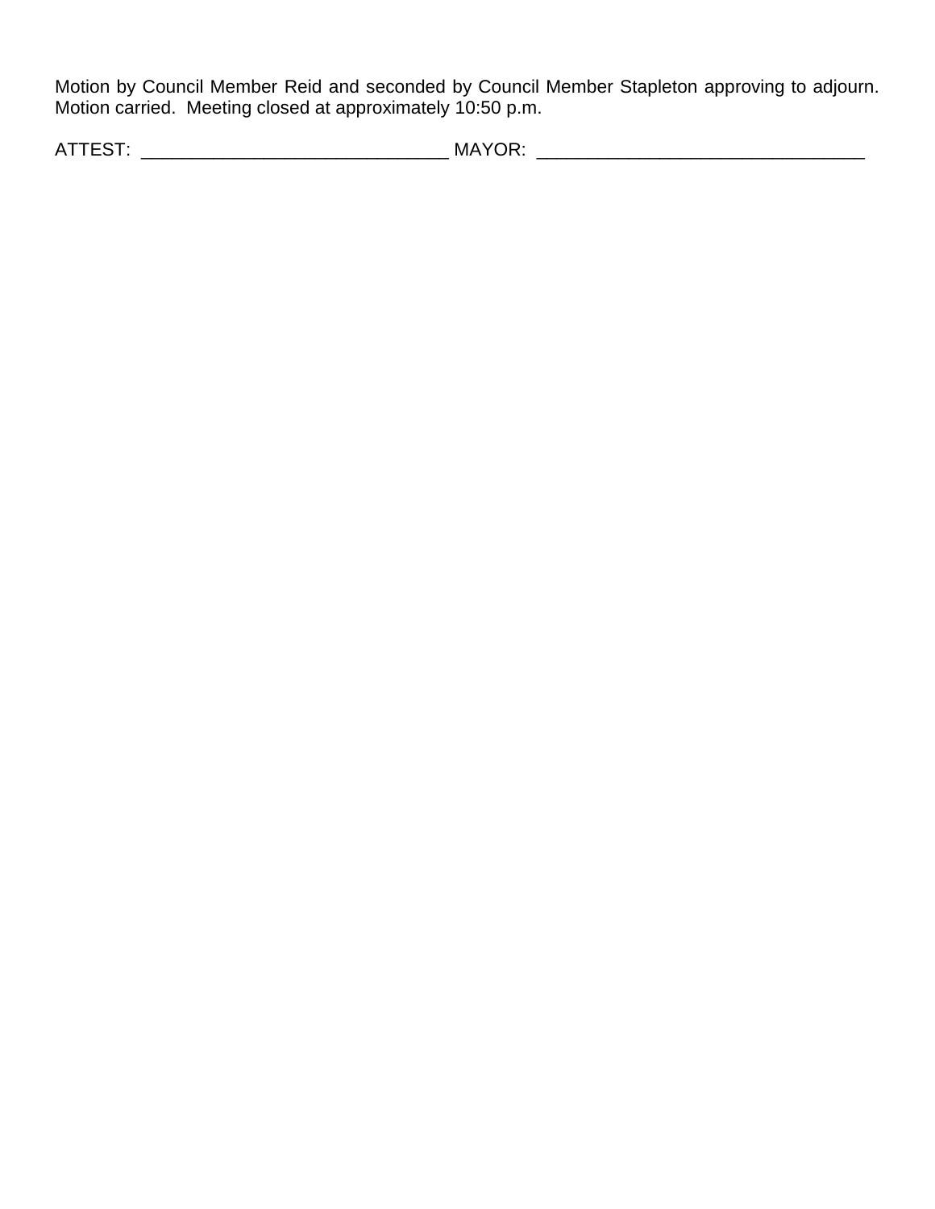Motion by Council Member Reid and seconded by Council Member Stapleton approving to adjourn. Motion carried. Meeting closed at approximately 10:50 p.m.

ATTEST: ______________________________ MAYOR: ________________________________